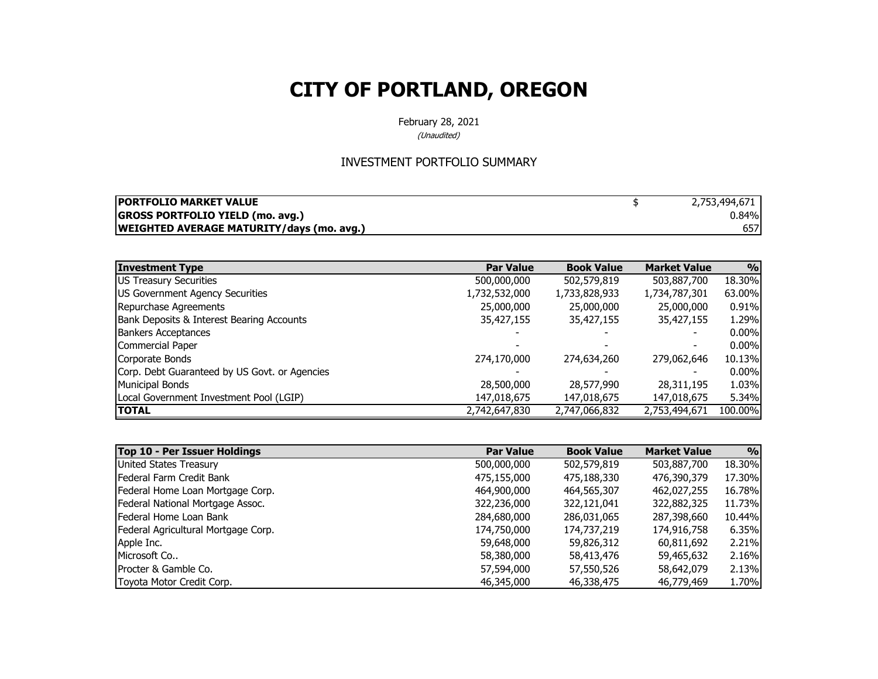# CITY OF PORTLAND, OREGON

February 28, 2021

*(Unaudited)*

## INVESTMENT PORTFOLIO SUMMARY

| | | |
|---|---|---|
| **PORTFOLIO MARKET VALUE** | $ | 2,753,494,671 |
| **GROSS PORTFOLIO YIELD (mo. avg.)** | | 0.84% |
| **WEIGHTED AVERAGE MATURITY/days (mo. avg.)** | | 657 |

| Investment Type | Par Value | Book Value | Market Value | % |
|---|---|---|---|---|
| US Treasury Securities | 500,000,000 | 502,579,819 | 503,887,700 | 18.30% |
| US Government Agency Securities | 1,732,532,000 | 1,733,828,933 | 1,734,787,301 | 63.00% |
| Repurchase Agreements | 25,000,000 | 25,000,000 | 25,000,000 | 0.91% |
| Bank Deposits & Interest Bearing Accounts | 35,427,155 | 35,427,155 | 35,427,155 | 1.29% |
| Bankers Acceptances | - | - | - | 0.00% |
| Commercial Paper | - | - | - | 0.00% |
| Corporate Bonds | 274,170,000 | 274,634,260 | 279,062,646 | 10.13% |
| Corp. Debt Guaranteed by US Govt. or Agencies | - | - | - | 0.00% |
| Municipal Bonds | 28,500,000 | 28,577,990 | 28,311,195 | 1.03% |
| Local Government Investment Pool (LGIP) | 147,018,675 | 147,018,675 | 147,018,675 | 5.34% |
| **TOTAL** | 2,742,647,830 | 2,747,066,832 | 2,753,494,671 | 100.00% |

| Top 10 - Per Issuer Holdings | Par Value | Book Value | Market Value | % |
|---|---|---|---|---|
| United States Treasury | 500,000,000 | 502,579,819 | 503,887,700 | 18.30% |
| Federal Farm Credit Bank | 475,155,000 | 475,188,330 | 476,390,379 | 17.30% |
| Federal Home Loan Mortgage Corp. | 464,900,000 | 464,565,307 | 462,027,255 | 16.78% |
| Federal National Mortgage Assoc. | 322,236,000 | 322,121,041 | 322,882,325 | 11.73% |
| Federal Home Loan Bank | 284,680,000 | 286,031,065 | 287,398,660 | 10.44% |
| Federal Agricultural Mortgage Corp. | 174,750,000 | 174,737,219 | 174,916,758 | 6.35% |
| Apple Inc. | 59,648,000 | 59,826,312 | 60,811,692 | 2.21% |
| Microsoft Co.. | 58,380,000 | 58,413,476 | 59,465,632 | 2.16% |
| Procter & Gamble Co. | 57,594,000 | 57,550,526 | 58,642,079 | 2.13% |
| Toyota Motor Credit Corp. | 46,345,000 | 46,338,475 | 46,779,469 | 1.70% |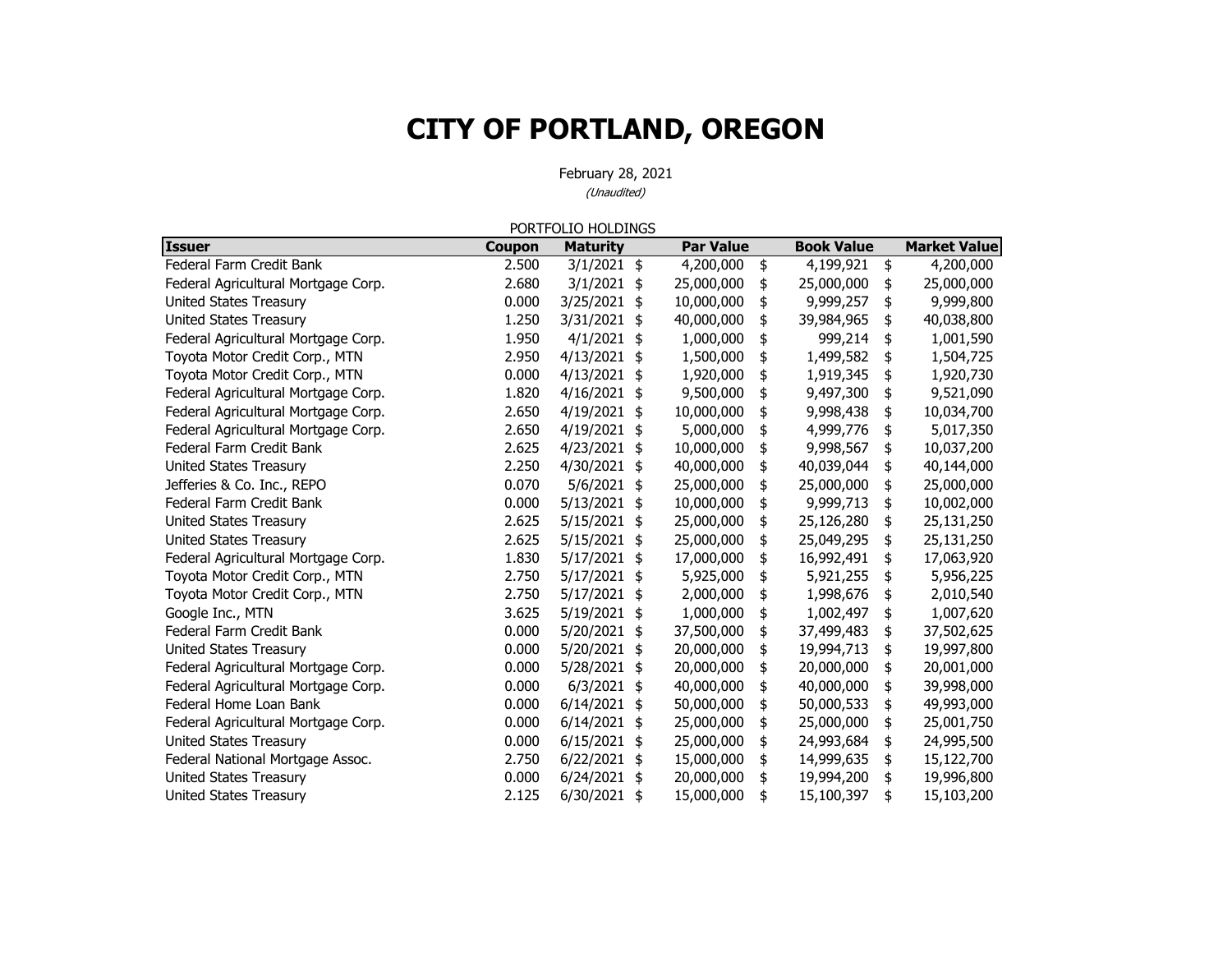# CITY OF PORTLAND, OREGON

February 28, 2021

*(Unaudited)*

PORTFOLIO HOLDINGS

| Issuer | Coupon | Maturity | Par Value | Book Value | Market Value |
|---|---|---|---|---|---|
| Federal Farm Credit Bank | 2.500 | 3/1/2021 | $ 4,200,000 | $ 4,199,921 | $ 4,200,000 |
| Federal Agricultural Mortgage Corp. | 2.680 | 3/1/2021 | $ 25,000,000 | $ 25,000,000 | $ 25,000,000 |
| United States Treasury | 0.000 | 3/25/2021 | $ 10,000,000 | $ 9,999,257 | $ 9,999,800 |
| United States Treasury | 1.250 | 3/31/2021 | $ 40,000,000 | $ 39,984,965 | $ 40,038,800 |
| Federal Agricultural Mortgage Corp. | 1.950 | 4/1/2021 | $ 1,000,000 | $ 999,214 | $ 1,001,590 |
| Toyota Motor Credit Corp., MTN | 2.950 | 4/13/2021 | $ 1,500,000 | $ 1,499,582 | $ 1,504,725 |
| Toyota Motor Credit Corp., MTN | 0.000 | 4/13/2021 | $ 1,920,000 | $ 1,919,345 | $ 1,920,730 |
| Federal Agricultural Mortgage Corp. | 1.820 | 4/16/2021 | $ 9,500,000 | $ 9,497,300 | $ 9,521,090 |
| Federal Agricultural Mortgage Corp. | 2.650 | 4/19/2021 | $ 10,000,000 | $ 9,998,438 | $ 10,034,700 |
| Federal Agricultural Mortgage Corp. | 2.650 | 4/19/2021 | $ 5,000,000 | $ 4,999,776 | $ 5,017,350 |
| Federal Farm Credit Bank | 2.625 | 4/23/2021 | $ 10,000,000 | $ 9,998,567 | $ 10,037,200 |
| United States Treasury | 2.250 | 4/30/2021 | $ 40,000,000 | $ 40,039,044 | $ 40,144,000 |
| Jefferies & Co. Inc., REPO | 0.070 | 5/6/2021 | $ 25,000,000 | $ 25,000,000 | $ 25,000,000 |
| Federal Farm Credit Bank | 0.000 | 5/13/2021 | $ 10,000,000 | $ 9,999,713 | $ 10,002,000 |
| United States Treasury | 2.625 | 5/15/2021 | $ 25,000,000 | $ 25,126,280 | $ 25,131,250 |
| United States Treasury | 2.625 | 5/15/2021 | $ 25,000,000 | $ 25,049,295 | $ 25,131,250 |
| Federal Agricultural Mortgage Corp. | 1.830 | 5/17/2021 | $ 17,000,000 | $ 16,992,491 | $ 17,063,920 |
| Toyota Motor Credit Corp., MTN | 2.750 | 5/17/2021 | $ 5,925,000 | $ 5,921,255 | $ 5,956,225 |
| Toyota Motor Credit Corp., MTN | 2.750 | 5/17/2021 | $ 2,000,000 | $ 1,998,676 | $ 2,010,540 |
| Google Inc., MTN | 3.625 | 5/19/2021 | $ 1,000,000 | $ 1,002,497 | $ 1,007,620 |
| Federal Farm Credit Bank | 0.000 | 5/20/2021 | $ 37,500,000 | $ 37,499,483 | $ 37,502,625 |
| United States Treasury | 0.000 | 5/20/2021 | $ 20,000,000 | $ 19,994,713 | $ 19,997,800 |
| Federal Agricultural Mortgage Corp. | 0.000 | 5/28/2021 | $ 20,000,000 | $ 20,000,000 | $ 20,001,000 |
| Federal Agricultural Mortgage Corp. | 0.000 | 6/3/2021 | $ 40,000,000 | $ 40,000,000 | $ 39,998,000 |
| Federal Home Loan Bank | 0.000 | 6/14/2021 | $ 50,000,000 | $ 50,000,533 | $ 49,993,000 |
| Federal Agricultural Mortgage Corp. | 0.000 | 6/14/2021 | $ 25,000,000 | $ 25,000,000 | $ 25,001,750 |
| United States Treasury | 0.000 | 6/15/2021 | $ 25,000,000 | $ 24,993,684 | $ 24,995,500 |
| Federal National Mortgage Assoc. | 2.750 | 6/22/2021 | $ 15,000,000 | $ 14,999,635 | $ 15,122,700 |
| United States Treasury | 0.000 | 6/24/2021 | $ 20,000,000 | $ 19,994,200 | $ 19,996,800 |
| United States Treasury | 2.125 | 6/30/2021 | $ 15,000,000 | $ 15,100,397 | $ 15,103,200 |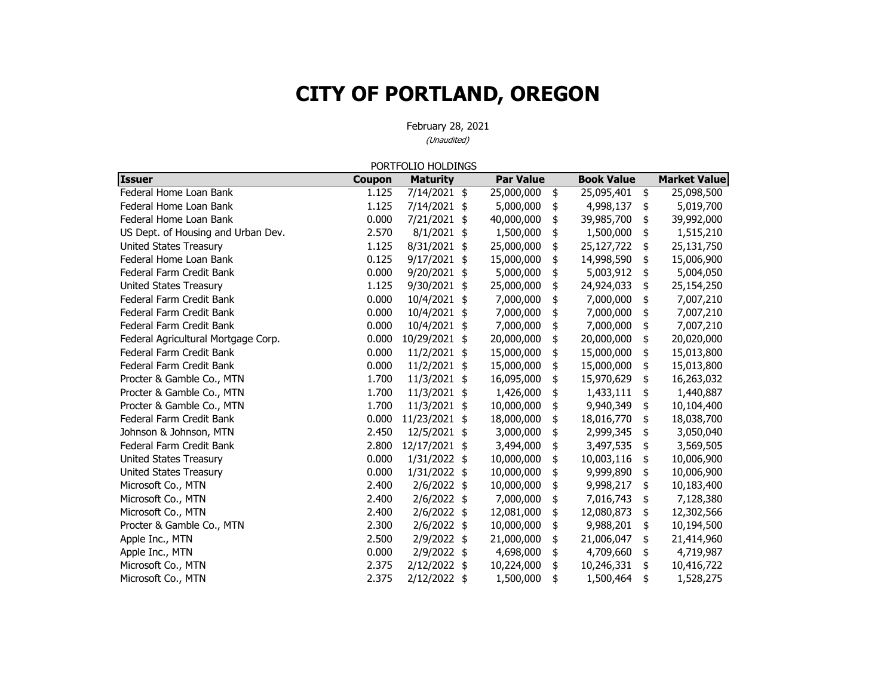# CITY OF PORTLAND, OREGON

February 28, 2021

*(Unaudited)*

PORTFOLIO HOLDINGS

| Issuer | Coupon | Maturity | Par Value | Book Value | Market Value |
|---|---|---|---|---|---|
| Federal Home Loan Bank | 1.125 | 7/14/2021 | $ 25,000,000 | $ 25,095,401 | $ 25,098,500 |
| Federal Home Loan Bank | 1.125 | 7/14/2021 | $ 5,000,000 | $ 4,998,137 | $ 5,019,700 |
| Federal Home Loan Bank | 0.000 | 7/21/2021 | $ 40,000,000 | $ 39,985,700 | $ 39,992,000 |
| US Dept. of Housing and Urban Dev. | 2.570 | 8/1/2021 | $ 1,500,000 | $ 1,500,000 | $ 1,515,210 |
| United States Treasury | 1.125 | 8/31/2021 | $ 25,000,000 | $ 25,127,722 | $ 25,131,750 |
| Federal Home Loan Bank | 0.125 | 9/17/2021 | $ 15,000,000 | $ 14,998,590 | $ 15,006,900 |
| Federal Farm Credit Bank | 0.000 | 9/20/2021 | $ 5,000,000 | $ 5,003,912 | $ 5,004,050 |
| United States Treasury | 1.125 | 9/30/2021 | $ 25,000,000 | $ 24,924,033 | $ 25,154,250 |
| Federal Farm Credit Bank | 0.000 | 10/4/2021 | $ 7,000,000 | $ 7,000,000 | $ 7,007,210 |
| Federal Farm Credit Bank | 0.000 | 10/4/2021 | $ 7,000,000 | $ 7,000,000 | $ 7,007,210 |
| Federal Farm Credit Bank | 0.000 | 10/4/2021 | $ 7,000,000 | $ 7,000,000 | $ 7,007,210 |
| Federal Agricultural Mortgage Corp. | 0.000 | 10/29/2021 | $ 20,000,000 | $ 20,000,000 | $ 20,020,000 |
| Federal Farm Credit Bank | 0.000 | 11/2/2021 | $ 15,000,000 | $ 15,000,000 | $ 15,013,800 |
| Federal Farm Credit Bank | 0.000 | 11/2/2021 | $ 15,000,000 | $ 15,000,000 | $ 15,013,800 |
| Procter & Gamble Co., MTN | 1.700 | 11/3/2021 | $ 16,095,000 | $ 15,970,629 | $ 16,263,032 |
| Procter & Gamble Co., MTN | 1.700 | 11/3/2021 | $ 1,426,000 | $ 1,433,111 | $ 1,440,887 |
| Procter & Gamble Co., MTN | 1.700 | 11/3/2021 | $ 10,000,000 | $ 9,940,349 | $ 10,104,400 |
| Federal Farm Credit Bank | 0.000 | 11/23/2021 | $ 18,000,000 | $ 18,016,770 | $ 18,038,700 |
| Johnson & Johnson, MTN | 2.450 | 12/5/2021 | $ 3,000,000 | $ 2,999,345 | $ 3,050,040 |
| Federal Farm Credit Bank | 2.800 | 12/17/2021 | $ 3,494,000 | $ 3,497,535 | $ 3,569,505 |
| United States Treasury | 0.000 | 1/31/2022 | $ 10,000,000 | $ 10,003,116 | $ 10,006,900 |
| United States Treasury | 0.000 | 1/31/2022 | $ 10,000,000 | $ 9,999,890 | $ 10,006,900 |
| Microsoft Co., MTN | 2.400 | 2/6/2022 | $ 10,000,000 | $ 9,998,217 | $ 10,183,400 |
| Microsoft Co., MTN | 2.400 | 2/6/2022 | $ 7,000,000 | $ 7,016,743 | $ 7,128,380 |
| Microsoft Co., MTN | 2.400 | 2/6/2022 | $ 12,081,000 | $ 12,080,873 | $ 12,302,566 |
| Procter & Gamble Co., MTN | 2.300 | 2/6/2022 | $ 10,000,000 | $ 9,988,201 | $ 10,194,500 |
| Apple Inc., MTN | 2.500 | 2/9/2022 | $ 21,000,000 | $ 21,006,047 | $ 21,414,960 |
| Apple Inc., MTN | 0.000 | 2/9/2022 | $ 4,698,000 | $ 4,709,660 | $ 4,719,987 |
| Microsoft Co., MTN | 2.375 | 2/12/2022 | $ 10,224,000 | $ 10,246,331 | $ 10,416,722 |
| Microsoft Co., MTN | 2.375 | 2/12/2022 | $ 1,500,000 | $ 1,500,464 | $ 1,528,275 |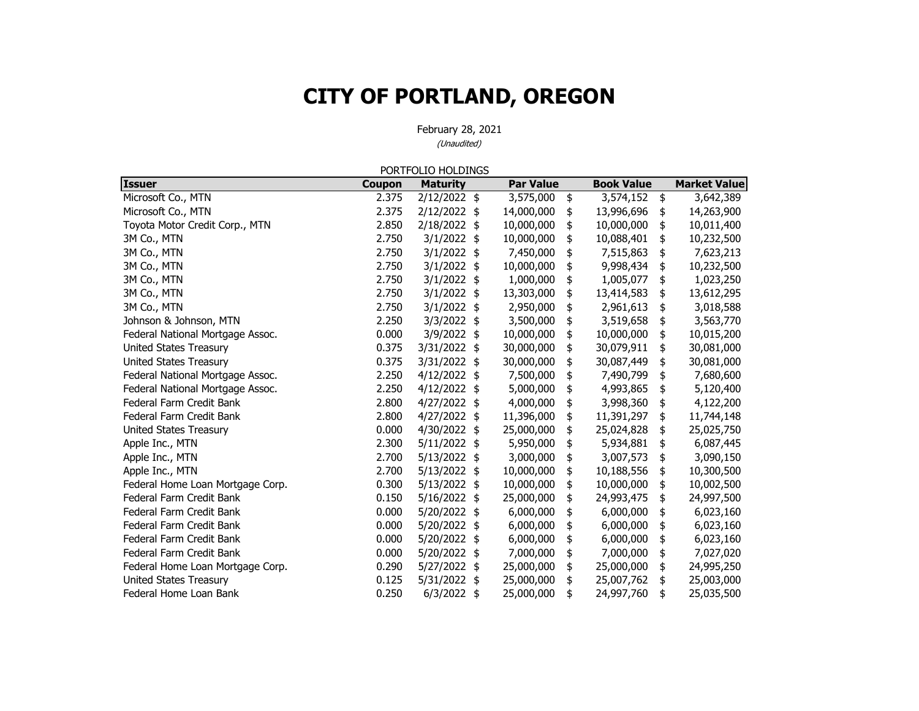# CITY OF PORTLAND, OREGON

February 28, 2021

*(Unaudited)*

PORTFOLIO HOLDINGS

| Issuer | Coupon | Maturity | Par Value | Book Value | Market Value |
|---|---|---|---|---|---|
| Microsoft Co., MTN | 2.375 | 2/12/2022 | $ 3,575,000 | $ 3,574,152 | $ 3,642,389 |
| Microsoft Co., MTN | 2.375 | 2/12/2022 | $ 14,000,000 | $ 13,996,696 | $ 14,263,900 |
| Toyota Motor Credit Corp., MTN | 2.850 | 2/18/2022 | $ 10,000,000 | $ 10,000,000 | $ 10,011,400 |
| 3M Co., MTN | 2.750 | 3/1/2022 | $ 10,000,000 | $ 10,088,401 | $ 10,232,500 |
| 3M Co., MTN | 2.750 | 3/1/2022 | $ 7,450,000 | $ 7,515,863 | $ 7,623,213 |
| 3M Co., MTN | 2.750 | 3/1/2022 | $ 10,000,000 | $ 9,998,434 | $ 10,232,500 |
| 3M Co., MTN | 2.750 | 3/1/2022 | $ 1,000,000 | $ 1,005,077 | $ 1,023,250 |
| 3M Co., MTN | 2.750 | 3/1/2022 | $ 13,303,000 | $ 13,414,583 | $ 13,612,295 |
| 3M Co., MTN | 2.750 | 3/1/2022 | $ 2,950,000 | $ 2,961,613 | $ 3,018,588 |
| Johnson & Johnson, MTN | 2.250 | 3/3/2022 | $ 3,500,000 | $ 3,519,658 | $ 3,563,770 |
| Federal National Mortgage Assoc. | 0.000 | 3/9/2022 | $ 10,000,000 | $ 10,000,000 | $ 10,015,200 |
| United States Treasury | 0.375 | 3/31/2022 | $ 30,000,000 | $ 30,079,911 | $ 30,081,000 |
| United States Treasury | 0.375 | 3/31/2022 | $ 30,000,000 | $ 30,087,449 | $ 30,081,000 |
| Federal National Mortgage Assoc. | 2.250 | 4/12/2022 | $ 7,500,000 | $ 7,490,799 | $ 7,680,600 |
| Federal National Mortgage Assoc. | 2.250 | 4/12/2022 | $ 5,000,000 | $ 4,993,865 | $ 5,120,400 |
| Federal Farm Credit Bank | 2.800 | 4/27/2022 | $ 4,000,000 | $ 3,998,360 | $ 4,122,200 |
| Federal Farm Credit Bank | 2.800 | 4/27/2022 | $ 11,396,000 | $ 11,391,297 | $ 11,744,148 |
| United States Treasury | 0.000 | 4/30/2022 | $ 25,000,000 | $ 25,024,828 | $ 25,025,750 |
| Apple Inc., MTN | 2.300 | 5/11/2022 | $ 5,950,000 | $ 5,934,881 | $ 6,087,445 |
| Apple Inc., MTN | 2.700 | 5/13/2022 | $ 3,000,000 | $ 3,007,573 | $ 3,090,150 |
| Apple Inc., MTN | 2.700 | 5/13/2022 | $ 10,000,000 | $ 10,188,556 | $ 10,300,500 |
| Federal Home Loan Mortgage Corp. | 0.300 | 5/13/2022 | $ 10,000,000 | $ 10,000,000 | $ 10,002,500 |
| Federal Farm Credit Bank | 0.150 | 5/16/2022 | $ 25,000,000 | $ 24,993,475 | $ 24,997,500 |
| Federal Farm Credit Bank | 0.000 | 5/20/2022 | $ 6,000,000 | $ 6,000,000 | $ 6,023,160 |
| Federal Farm Credit Bank | 0.000 | 5/20/2022 | $ 6,000,000 | $ 6,000,000 | $ 6,023,160 |
| Federal Farm Credit Bank | 0.000 | 5/20/2022 | $ 6,000,000 | $ 6,000,000 | $ 6,023,160 |
| Federal Farm Credit Bank | 0.000 | 5/20/2022 | $ 7,000,000 | $ 7,000,000 | $ 7,027,020 |
| Federal Home Loan Mortgage Corp. | 0.290 | 5/27/2022 | $ 25,000,000 | $ 25,000,000 | $ 24,995,250 |
| United States Treasury | 0.125 | 5/31/2022 | $ 25,000,000 | $ 25,007,762 | $ 25,003,000 |
| Federal Home Loan Bank | 0.250 | 6/3/2022 | $ 25,000,000 | $ 24,997,760 | $ 25,035,500 |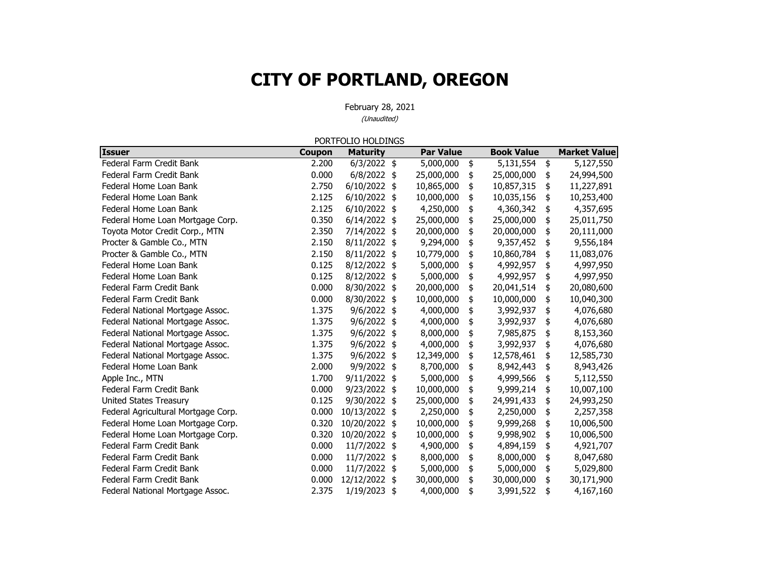# CITY OF PORTLAND, OREGON

February 28, 2021

*(Unaudited)*

PORTFOLIO HOLDINGS

| Issuer | Coupon | Maturity | Par Value | Book Value | Market Value |
|---|---|---|---|---|---|
| Federal Farm Credit Bank | 2.200 | 6/3/2022 | $ 5,000,000 | $ 5,131,554 | $ 5,127,550 |
| Federal Farm Credit Bank | 0.000 | 6/8/2022 | $ 25,000,000 | $ 25,000,000 | $ 24,994,500 |
| Federal Home Loan Bank | 2.750 | 6/10/2022 | $ 10,865,000 | $ 10,857,315 | $ 11,227,891 |
| Federal Home Loan Bank | 2.125 | 6/10/2022 | $ 10,000,000 | $ 10,035,156 | $ 10,253,400 |
| Federal Home Loan Bank | 2.125 | 6/10/2022 | $ 4,250,000 | $ 4,360,342 | $ 4,357,695 |
| Federal Home Loan Mortgage Corp. | 0.350 | 6/14/2022 | $ 25,000,000 | $ 25,000,000 | $ 25,011,750 |
| Toyota Motor Credit Corp., MTN | 2.350 | 7/14/2022 | $ 20,000,000 | $ 20,000,000 | $ 20,111,000 |
| Procter & Gamble Co., MTN | 2.150 | 8/11/2022 | $ 9,294,000 | $ 9,357,452 | $ 9,556,184 |
| Procter & Gamble Co., MTN | 2.150 | 8/11/2022 | $ 10,779,000 | $ 10,860,784 | $ 11,083,076 |
| Federal Home Loan Bank | 0.125 | 8/12/2022 | $ 5,000,000 | $ 4,992,957 | $ 4,997,950 |
| Federal Home Loan Bank | 0.125 | 8/12/2022 | $ 5,000,000 | $ 4,992,957 | $ 4,997,950 |
| Federal Farm Credit Bank | 0.000 | 8/30/2022 | $ 20,000,000 | $ 20,041,514 | $ 20,080,600 |
| Federal Farm Credit Bank | 0.000 | 8/30/2022 | $ 10,000,000 | $ 10,000,000 | $ 10,040,300 |
| Federal National Mortgage Assoc. | 1.375 | 9/6/2022 | $ 4,000,000 | $ 3,992,937 | $ 4,076,680 |
| Federal National Mortgage Assoc. | 1.375 | 9/6/2022 | $ 4,000,000 | $ 3,992,937 | $ 4,076,680 |
| Federal National Mortgage Assoc. | 1.375 | 9/6/2022 | $ 8,000,000 | $ 7,985,875 | $ 8,153,360 |
| Federal National Mortgage Assoc. | 1.375 | 9/6/2022 | $ 4,000,000 | $ 3,992,937 | $ 4,076,680 |
| Federal National Mortgage Assoc. | 1.375 | 9/6/2022 | $ 12,349,000 | $ 12,578,461 | $ 12,585,730 |
| Federal Home Loan Bank | 2.000 | 9/9/2022 | $ 8,700,000 | $ 8,942,443 | $ 8,943,426 |
| Apple Inc., MTN | 1.700 | 9/11/2022 | $ 5,000,000 | $ 4,999,566 | $ 5,112,550 |
| Federal Farm Credit Bank | 0.000 | 9/23/2022 | $ 10,000,000 | $ 9,999,214 | $ 10,007,100 |
| United States Treasury | 0.125 | 9/30/2022 | $ 25,000,000 | $ 24,991,433 | $ 24,993,250 |
| Federal Agricultural Mortgage Corp. | 0.000 | 10/13/2022 | $ 2,250,000 | $ 2,250,000 | $ 2,257,358 |
| Federal Home Loan Mortgage Corp. | 0.320 | 10/20/2022 | $ 10,000,000 | $ 9,999,268 | $ 10,006,500 |
| Federal Home Loan Mortgage Corp. | 0.320 | 10/20/2022 | $ 10,000,000 | $ 9,998,902 | $ 10,006,500 |
| Federal Farm Credit Bank | 0.000 | 11/7/2022 | $ 4,900,000 | $ 4,894,159 | $ 4,921,707 |
| Federal Farm Credit Bank | 0.000 | 11/7/2022 | $ 8,000,000 | $ 8,000,000 | $ 8,047,680 |
| Federal Farm Credit Bank | 0.000 | 11/7/2022 | $ 5,000,000 | $ 5,000,000 | $ 5,029,800 |
| Federal Farm Credit Bank | 0.000 | 12/12/2022 | $ 30,000,000 | $ 30,000,000 | $ 30,171,900 |
| Federal National Mortgage Assoc. | 2.375 | 1/19/2023 | $ 4,000,000 | $ 3,991,522 | $ 4,167,160 |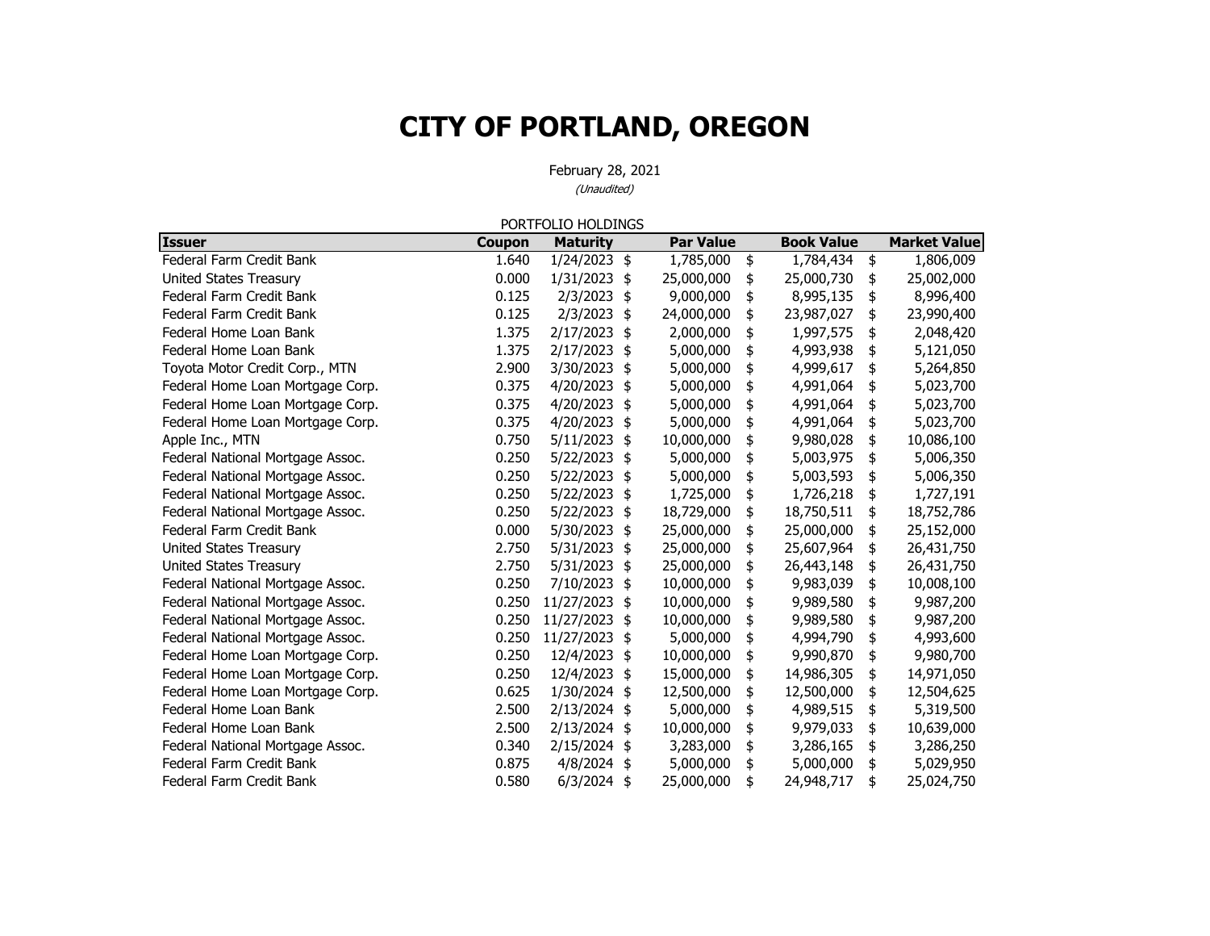# CITY OF PORTLAND, OREGON

February 28, 2021

*(Unaudited)*

PORTFOLIO HOLDINGS

| Issuer | Coupon | Maturity | Par Value | Book Value | Market Value |
|---|---|---|---|---|---|
| Federal Farm Credit Bank | 1.640 | 1/24/2023 | $ 1,785,000 | $ 1,784,434 | $ 1,806,009 |
| United States Treasury | 0.000 | 1/31/2023 | $ 25,000,000 | $ 25,000,730 | $ 25,002,000 |
| Federal Farm Credit Bank | 0.125 | 2/3/2023 | $ 9,000,000 | $ 8,995,135 | $ 8,996,400 |
| Federal Farm Credit Bank | 0.125 | 2/3/2023 | $ 24,000,000 | $ 23,987,027 | $ 23,990,400 |
| Federal Home Loan Bank | 1.375 | 2/17/2023 | $ 2,000,000 | $ 1,997,575 | $ 2,048,420 |
| Federal Home Loan Bank | 1.375 | 2/17/2023 | $ 5,000,000 | $ 4,993,938 | $ 5,121,050 |
| Toyota Motor Credit Corp., MTN | 2.900 | 3/30/2023 | $ 5,000,000 | $ 4,999,617 | $ 5,264,850 |
| Federal Home Loan Mortgage Corp. | 0.375 | 4/20/2023 | $ 5,000,000 | $ 4,991,064 | $ 5,023,700 |
| Federal Home Loan Mortgage Corp. | 0.375 | 4/20/2023 | $ 5,000,000 | $ 4,991,064 | $ 5,023,700 |
| Federal Home Loan Mortgage Corp. | 0.375 | 4/20/2023 | $ 5,000,000 | $ 4,991,064 | $ 5,023,700 |
| Apple Inc., MTN | 0.750 | 5/11/2023 | $ 10,000,000 | $ 9,980,028 | $ 10,086,100 |
| Federal National Mortgage Assoc. | 0.250 | 5/22/2023 | $ 5,000,000 | $ 5,003,975 | $ 5,006,350 |
| Federal National Mortgage Assoc. | 0.250 | 5/22/2023 | $ 5,000,000 | $ 5,003,593 | $ 5,006,350 |
| Federal National Mortgage Assoc. | 0.250 | 5/22/2023 | $ 1,725,000 | $ 1,726,218 | $ 1,727,191 |
| Federal National Mortgage Assoc. | 0.250 | 5/22/2023 | $ 18,729,000 | $ 18,750,511 | $ 18,752,786 |
| Federal Farm Credit Bank | 0.000 | 5/30/2023 | $ 25,000,000 | $ 25,000,000 | $ 25,152,000 |
| United States Treasury | 2.750 | 5/31/2023 | $ 25,000,000 | $ 25,607,964 | $ 26,431,750 |
| United States Treasury | 2.750 | 5/31/2023 | $ 25,000,000 | $ 26,443,148 | $ 26,431,750 |
| Federal National Mortgage Assoc. | 0.250 | 7/10/2023 | $ 10,000,000 | $ 9,983,039 | $ 10,008,100 |
| Federal National Mortgage Assoc. | 0.250 | 11/27/2023 | $ 10,000,000 | $ 9,989,580 | $ 9,987,200 |
| Federal National Mortgage Assoc. | 0.250 | 11/27/2023 | $ 10,000,000 | $ 9,989,580 | $ 9,987,200 |
| Federal National Mortgage Assoc. | 0.250 | 11/27/2023 | $ 5,000,000 | $ 4,994,790 | $ 4,993,600 |
| Federal Home Loan Mortgage Corp. | 0.250 | 12/4/2023 | $ 10,000,000 | $ 9,990,870 | $ 9,980,700 |
| Federal Home Loan Mortgage Corp. | 0.250 | 12/4/2023 | $ 15,000,000 | $ 14,986,305 | $ 14,971,050 |
| Federal Home Loan Mortgage Corp. | 0.625 | 1/30/2024 | $ 12,500,000 | $ 12,500,000 | $ 12,504,625 |
| Federal Home Loan Bank | 2.500 | 2/13/2024 | $ 5,000,000 | $ 4,989,515 | $ 5,319,500 |
| Federal Home Loan Bank | 2.500 | 2/13/2024 | $ 10,000,000 | $ 9,979,033 | $ 10,639,000 |
| Federal National Mortgage Assoc. | 0.340 | 2/15/2024 | $ 3,283,000 | $ 3,286,165 | $ 3,286,250 |
| Federal Farm Credit Bank | 0.875 | 4/8/2024 | $ 5,000,000 | $ 5,000,000 | $ 5,029,950 |
| Federal Farm Credit Bank | 0.580 | 6/3/2024 | $ 25,000,000 | $ 24,948,717 | $ 25,024,750 |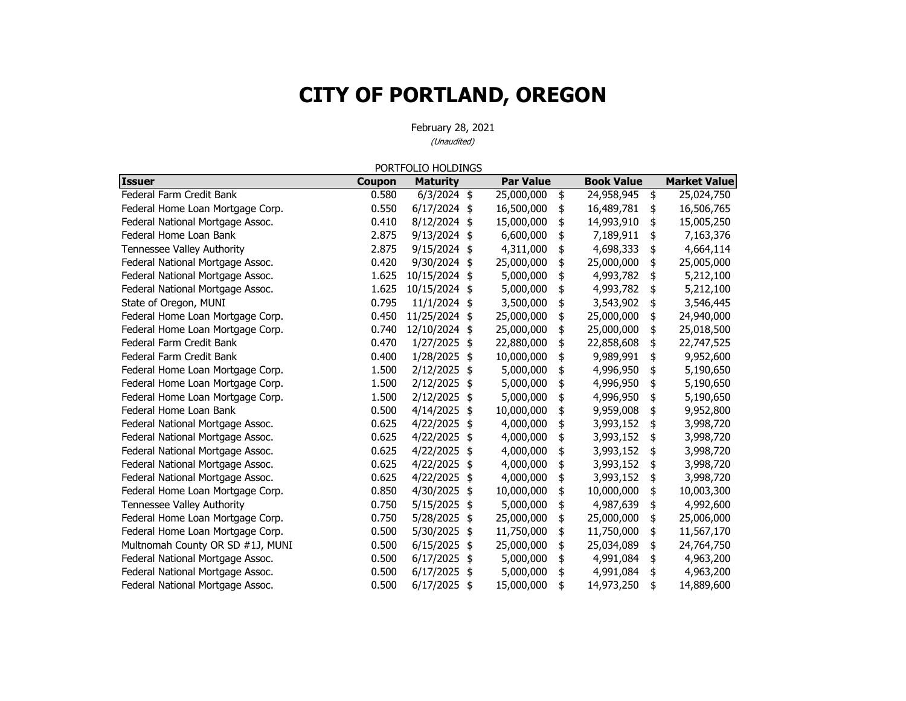# CITY OF PORTLAND, OREGON

February 28, 2021

*(Unaudited)*

PORTFOLIO HOLDINGS

| Issuer | Coupon | Maturity | Par Value | Book Value | Market Value |
|---|---|---|---|---|---|
| Federal Farm Credit Bank | 0.580 | 6/3/2024 | $ 25,000,000 | $ 24,958,945 | $ 25,024,750 |
| Federal Home Loan Mortgage Corp. | 0.550 | 6/17/2024 | $ 16,500,000 | $ 16,489,781 | $ 16,506,765 |
| Federal National Mortgage Assoc. | 0.410 | 8/12/2024 | $ 15,000,000 | $ 14,993,910 | $ 15,005,250 |
| Federal Home Loan Bank | 2.875 | 9/13/2024 | $ 6,600,000 | $ 7,189,911 | $ 7,163,376 |
| Tennessee Valley Authority | 2.875 | 9/15/2024 | $ 4,311,000 | $ 4,698,333 | $ 4,664,114 |
| Federal National Mortgage Assoc. | 0.420 | 9/30/2024 | $ 25,000,000 | $ 25,000,000 | $ 25,005,000 |
| Federal National Mortgage Assoc. | 1.625 | 10/15/2024 | $ 5,000,000 | $ 4,993,782 | $ 5,212,100 |
| Federal National Mortgage Assoc. | 1.625 | 10/15/2024 | $ 5,000,000 | $ 4,993,782 | $ 5,212,100 |
| State of Oregon, MUNI | 0.795 | 11/1/2024 | $ 3,500,000 | $ 3,543,902 | $ 3,546,445 |
| Federal Home Loan Mortgage Corp. | 0.450 | 11/25/2024 | $ 25,000,000 | $ 25,000,000 | $ 24,940,000 |
| Federal Home Loan Mortgage Corp. | 0.740 | 12/10/2024 | $ 25,000,000 | $ 25,000,000 | $ 25,018,500 |
| Federal Farm Credit Bank | 0.470 | 1/27/2025 | $ 22,880,000 | $ 22,858,608 | $ 22,747,525 |
| Federal Farm Credit Bank | 0.400 | 1/28/2025 | $ 10,000,000 | $ 9,989,991 | $ 9,952,600 |
| Federal Home Loan Mortgage Corp. | 1.500 | 2/12/2025 | $ 5,000,000 | $ 4,996,950 | $ 5,190,650 |
| Federal Home Loan Mortgage Corp. | 1.500 | 2/12/2025 | $ 5,000,000 | $ 4,996,950 | $ 5,190,650 |
| Federal Home Loan Mortgage Corp. | 1.500 | 2/12/2025 | $ 5,000,000 | $ 4,996,950 | $ 5,190,650 |
| Federal Home Loan Bank | 0.500 | 4/14/2025 | $ 10,000,000 | $ 9,959,008 | $ 9,952,800 |
| Federal National Mortgage Assoc. | 0.625 | 4/22/2025 | $ 4,000,000 | $ 3,993,152 | $ 3,998,720 |
| Federal National Mortgage Assoc. | 0.625 | 4/22/2025 | $ 4,000,000 | $ 3,993,152 | $ 3,998,720 |
| Federal National Mortgage Assoc. | 0.625 | 4/22/2025 | $ 4,000,000 | $ 3,993,152 | $ 3,998,720 |
| Federal National Mortgage Assoc. | 0.625 | 4/22/2025 | $ 4,000,000 | $ 3,993,152 | $ 3,998,720 |
| Federal National Mortgage Assoc. | 0.625 | 4/22/2025 | $ 4,000,000 | $ 3,993,152 | $ 3,998,720 |
| Federal Home Loan Mortgage Corp. | 0.850 | 4/30/2025 | $ 10,000,000 | $ 10,000,000 | $ 10,003,300 |
| Tennessee Valley Authority | 0.750 | 5/15/2025 | $ 5,000,000 | $ 4,987,639 | $ 4,992,600 |
| Federal Home Loan Mortgage Corp. | 0.750 | 5/28/2025 | $ 25,000,000 | $ 25,000,000 | $ 25,006,000 |
| Federal Home Loan Mortgage Corp. | 0.500 | 5/30/2025 | $ 11,750,000 | $ 11,750,000 | $ 11,567,170 |
| Multnomah County OR SD #1J, MUNI | 0.500 | 6/15/2025 | $ 25,000,000 | $ 25,034,089 | $ 24,764,750 |
| Federal National Mortgage Assoc. | 0.500 | 6/17/2025 | $ 5,000,000 | $ 4,991,084 | $ 4,963,200 |
| Federal National Mortgage Assoc. | 0.500 | 6/17/2025 | $ 5,000,000 | $ 4,991,084 | $ 4,963,200 |
| Federal National Mortgage Assoc. | 0.500 | 6/17/2025 | $ 15,000,000 | $ 14,973,250 | $ 14,889,600 |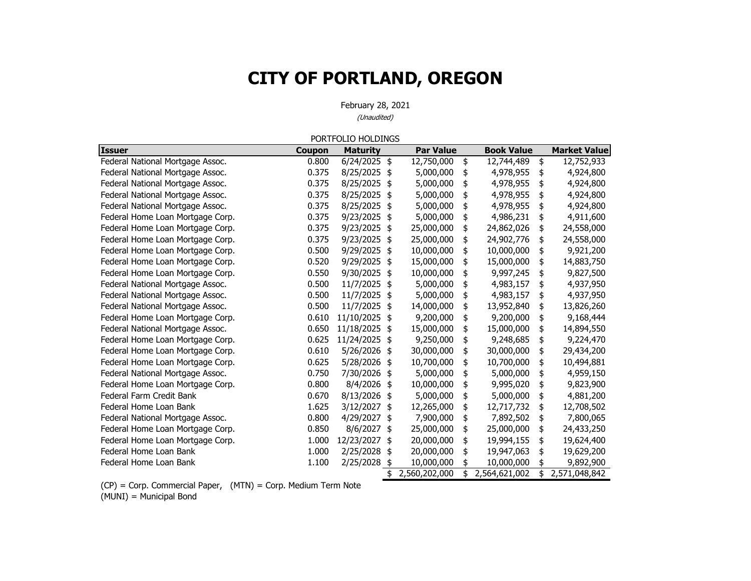# CITY OF PORTLAND, OREGON

February 28, 2021

*(Unaudited)*

PORTFOLIO HOLDINGS

| Issuer | Coupon | Maturity | Par Value | Book Value | Market Value |
|---|---|---|---|---|---|
| Federal National Mortgage Assoc. | 0.800 | 6/24/2025 | $ 12,750,000 | $ 12,744,489 | $ 12,752,933 |
| Federal National Mortgage Assoc. | 0.375 | 8/25/2025 | $ 5,000,000 | $ 4,978,955 | $ 4,924,800 |
| Federal National Mortgage Assoc. | 0.375 | 8/25/2025 | $ 5,000,000 | $ 4,978,955 | $ 4,924,800 |
| Federal National Mortgage Assoc. | 0.375 | 8/25/2025 | $ 5,000,000 | $ 4,978,955 | $ 4,924,800 |
| Federal National Mortgage Assoc. | 0.375 | 8/25/2025 | $ 5,000,000 | $ 4,978,955 | $ 4,924,800 |
| Federal Home Loan Mortgage Corp. | 0.375 | 9/23/2025 | $ 5,000,000 | $ 4,986,231 | $ 4,911,600 |
| Federal Home Loan Mortgage Corp. | 0.375 | 9/23/2025 | $ 25,000,000 | $ 24,862,026 | $ 24,558,000 |
| Federal Home Loan Mortgage Corp. | 0.375 | 9/23/2025 | $ 25,000,000 | $ 24,902,776 | $ 24,558,000 |
| Federal Home Loan Mortgage Corp. | 0.500 | 9/29/2025 | $ 10,000,000 | $ 10,000,000 | $ 9,921,200 |
| Federal Home Loan Mortgage Corp. | 0.520 | 9/29/2025 | $ 15,000,000 | $ 15,000,000 | $ 14,883,750 |
| Federal Home Loan Mortgage Corp. | 0.550 | 9/30/2025 | $ 10,000,000 | $ 9,997,245 | $ 9,827,500 |
| Federal National Mortgage Assoc. | 0.500 | 11/7/2025 | $ 5,000,000 | $ 4,983,157 | $ 4,937,950 |
| Federal National Mortgage Assoc. | 0.500 | 11/7/2025 | $ 5,000,000 | $ 4,983,157 | $ 4,937,950 |
| Federal National Mortgage Assoc. | 0.500 | 11/7/2025 | $ 14,000,000 | $ 13,952,840 | $ 13,826,260 |
| Federal Home Loan Mortgage Corp. | 0.610 | 11/10/2025 | $ 9,200,000 | $ 9,200,000 | $ 9,168,444 |
| Federal National Mortgage Assoc. | 0.650 | 11/18/2025 | $ 15,000,000 | $ 15,000,000 | $ 14,894,550 |
| Federal Home Loan Mortgage Corp. | 0.625 | 11/24/2025 | $ 9,250,000 | $ 9,248,685 | $ 9,224,470 |
| Federal Home Loan Mortgage Corp. | 0.610 | 5/26/2026 | $ 30,000,000 | $ 30,000,000 | $ 29,434,200 |
| Federal Home Loan Mortgage Corp. | 0.625 | 5/28/2026 | $ 10,700,000 | $ 10,700,000 | $ 10,494,881 |
| Federal National Mortgage Assoc. | 0.750 | 7/30/2026 | $ 5,000,000 | $ 5,000,000 | $ 4,959,150 |
| Federal Home Loan Mortgage Corp. | 0.800 | 8/4/2026 | $ 10,000,000 | $ 9,995,020 | $ 9,823,900 |
| Federal Farm Credit Bank | 0.670 | 8/13/2026 | $ 5,000,000 | $ 5,000,000 | $ 4,881,200 |
| Federal Home Loan Bank | 1.625 | 3/12/2027 | $ 12,265,000 | $ 12,717,732 | $ 12,708,502 |
| Federal National Mortgage Assoc. | 0.800 | 4/29/2027 | $ 7,900,000 | $ 7,892,502 | $ 7,800,065 |
| Federal Home Loan Mortgage Corp. | 0.850 | 8/6/2027 | $ 25,000,000 | $ 25,000,000 | $ 24,433,250 |
| Federal Home Loan Mortgage Corp. | 1.000 | 12/23/2027 | $ 20,000,000 | $ 19,994,155 | $ 19,624,400 |
| Federal Home Loan Bank | 1.000 | 2/25/2028 | $ 20,000,000 | $ 19,947,063 | $ 19,629,200 |
| Federal Home Loan Bank | 1.100 | 2/25/2028 | $ 10,000,000 | $ 10,000,000 | $ 9,892,900 |
| | | | $ 2,560,202,000 | $ 2,564,621,002 | $ 2,571,048,842 |

(CP) = Corp. Commercial Paper, (MTN) = Corp. Medium Term Note
(MUNI) = Municipal Bond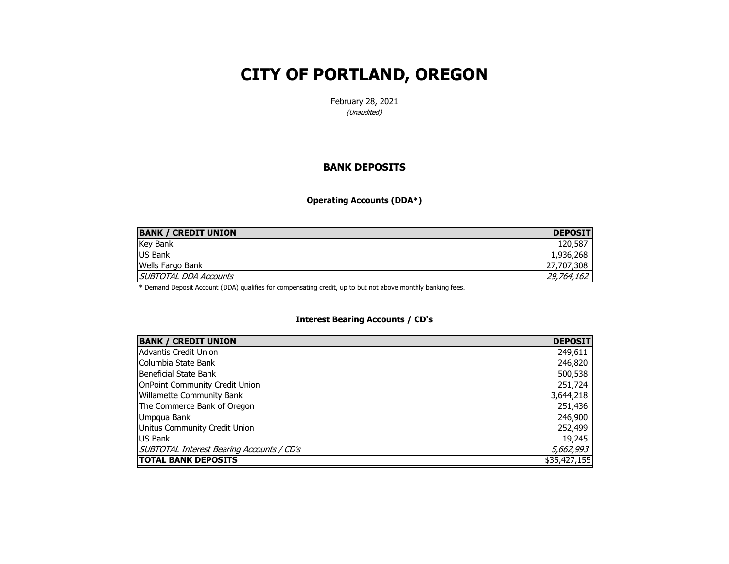# CITY OF PORTLAND, OREGON

February 28, 2021

*(Unaudited)*

## BANK DEPOSITS

### Operating Accounts (DDA*)

| BANK / CREDIT UNION | DEPOSIT |
|---|---|
| Key Bank | 120,587 |
| US Bank | 1,936,268 |
| Wells Fargo Bank | 27,707,308 |
| *SUBTOTAL DDA Accounts* | *29,764,162* |

* Demand Deposit Account (DDA) qualifies for compensating credit, up to but not above monthly banking fees.

### Interest Bearing Accounts / CD's

| BANK / CREDIT UNION | DEPOSIT |
|---|---|
| Advantis Credit Union | 249,611 |
| Columbia State Bank | 246,820 |
| Beneficial State Bank | 500,538 |
| OnPoint Community Credit Union | 251,724 |
| Willamette Community Bank | 3,644,218 |
| The Commerce Bank of Oregon | 251,436 |
| Umpqua Bank | 246,900 |
| Unitus Community Credit Union | 252,499 |
| US Bank | 19,245 |
| *SUBTOTAL Interest Bearing Accounts / CD's* | *5,662,993* |
| **TOTAL BANK DEPOSITS** | $35,427,155 |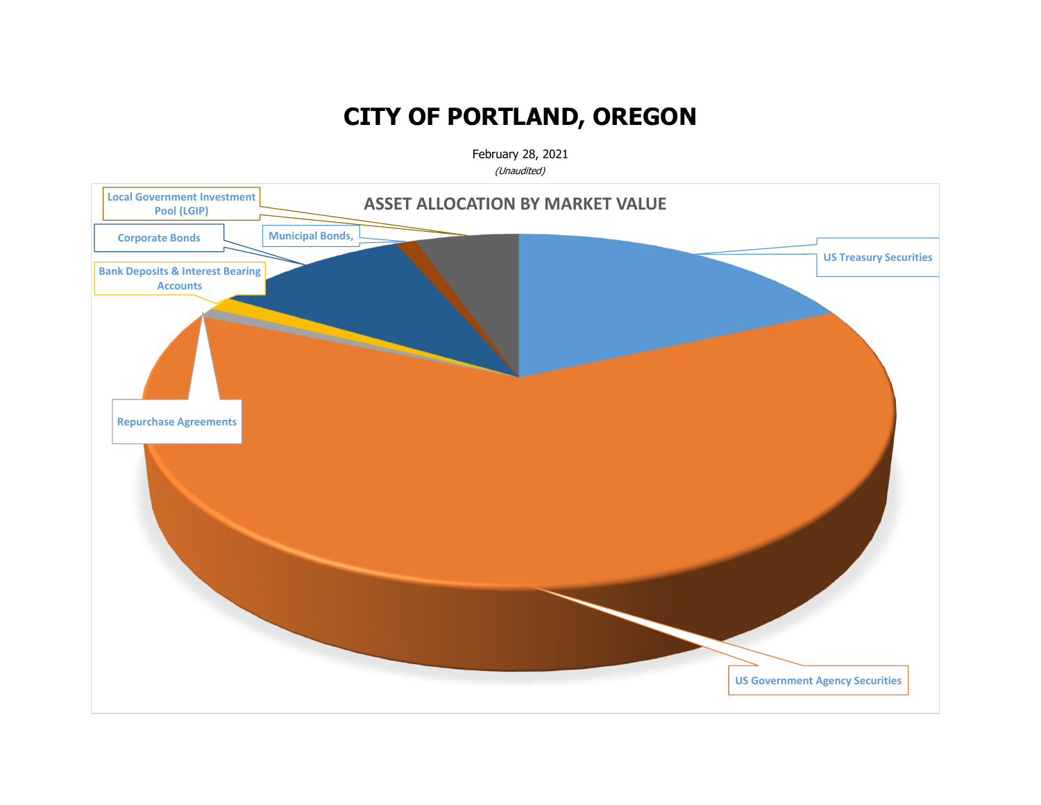# CITY OF PORTLAND, OREGON

February 28, 2021

*(Unaudited)*

ASSET ALLOCATION BY MARKET VALUE

Local Government Investment Pool (LGIP)

Corporate Bonds

Municipal Bonds,

US Treasury Securities

Bank Deposits & Interest Bearing Accounts

Repurchase Agreements

US Government Agency Securities